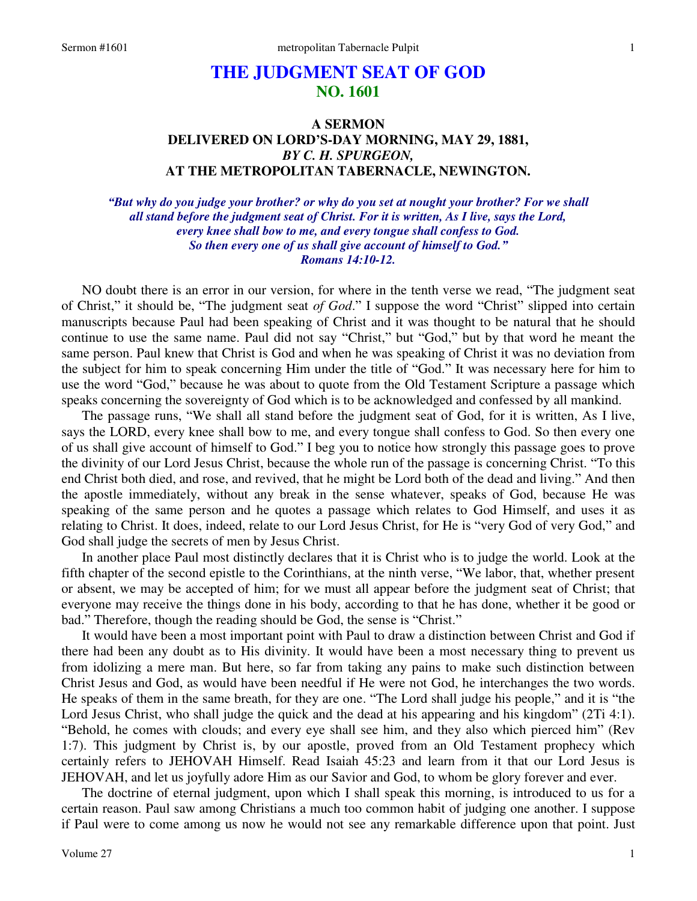# THE JUDGMENT SEAT OF GOD
## NO. 1601

### A SERMON
### DELIVERED ON LORD'S-DAY MORNING, MAY 29, 1881,
### *BY C. H. SPURGEON,*
### AT THE METROPOLITAN TABERNACLE, NEWINGTON.

***"But why do you judge your brother? or why do you set at nought your brother? For we shall all stand before the judgment seat of Christ. For it is written, As I live, says the Lord, every knee shall bow to me, and every tongue shall confess to God. So then every one of us shall give account of himself to God." Romans 14:10-12.***

NO doubt there is an error in our version, for where in the tenth verse we read, "The judgment seat of Christ," it should be, "The judgment seat *of God*." I suppose the word "Christ" slipped into certain manuscripts because Paul had been speaking of Christ and it was thought to be natural that he should continue to use the same name. Paul did not say "Christ," but "God," but by that word he meant the same person. Paul knew that Christ is God and when he was speaking of Christ it was no deviation from the subject for him to speak concerning Him under the title of "God." It was necessary here for him to use the word "God," because he was about to quote from the Old Testament Scripture a passage which speaks concerning the sovereignty of God which is to be acknowledged and confessed by all mankind.

The passage runs, "We shall all stand before the judgment seat of God, for it is written, As I live, says the LORD, every knee shall bow to me, and every tongue shall confess to God. So then every one of us shall give account of himself to God." I beg you to notice how strongly this passage goes to prove the divinity of our Lord Jesus Christ, because the whole run of the passage is concerning Christ. "To this end Christ both died, and rose, and revived, that he might be Lord both of the dead and living." And then the apostle immediately, without any break in the sense whatever, speaks of God, because He was speaking of the same person and he quotes a passage which relates to God Himself, and uses it as relating to Christ. It does, indeed, relate to our Lord Jesus Christ, for He is "very God of very God," and God shall judge the secrets of men by Jesus Christ.

In another place Paul most distinctly declares that it is Christ who is to judge the world. Look at the fifth chapter of the second epistle to the Corinthians, at the ninth verse, "We labor, that, whether present or absent, we may be accepted of him; for we must all appear before the judgment seat of Christ; that everyone may receive the things done in his body, according to that he has done, whether it be good or bad." Therefore, though the reading should be God, the sense is "Christ."

It would have been a most important point with Paul to draw a distinction between Christ and God if there had been any doubt as to His divinity. It would have been a most necessary thing to prevent us from idolizing a mere man. But here, so far from taking any pains to make such distinction between Christ Jesus and God, as would have been needful if He were not God, he interchanges the two words. He speaks of them in the same breath, for they are one. "The Lord shall judge his people," and it is "the Lord Jesus Christ, who shall judge the quick and the dead at his appearing and his kingdom" (2Ti 4:1). "Behold, he comes with clouds; and every eye shall see him, and they also which pierced him" (Rev 1:7). This judgment by Christ is, by our apostle, proved from an Old Testament prophecy which certainly refers to JEHOVAH Himself. Read Isaiah 45:23 and learn from it that our Lord Jesus is JEHOVAH, and let us joyfully adore Him as our Savior and God, to whom be glory forever and ever.

The doctrine of eternal judgment, upon which I shall speak this morning, is introduced to us for a certain reason. Paul saw among Christians a much too common habit of judging one another. I suppose if Paul were to come among us now he would not see any remarkable difference upon that point. Just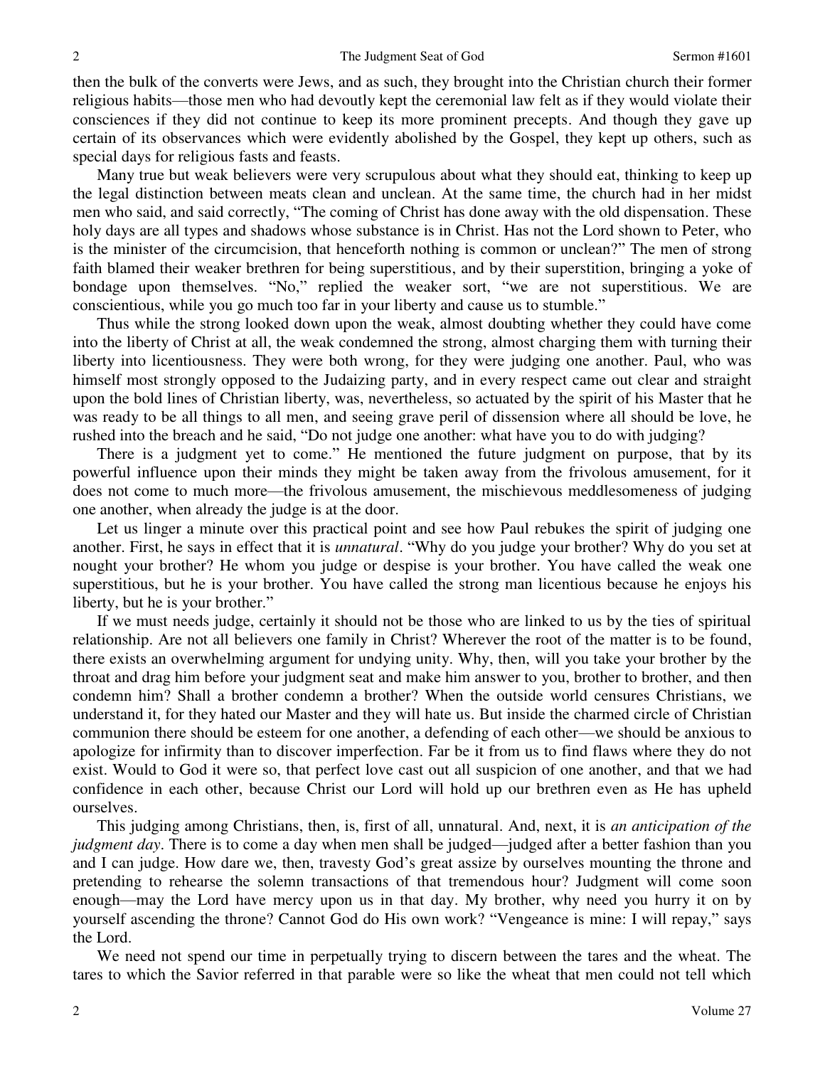then the bulk of the converts were Jews, and as such, they brought into the Christian church their former religious habits—those men who had devoutly kept the ceremonial law felt as if they would violate their consciences if they did not continue to keep its more prominent precepts. And though they gave up certain of its observances which were evidently abolished by the Gospel, they kept up others, such as special days for religious fasts and feasts.

Many true but weak believers were very scrupulous about what they should eat, thinking to keep up the legal distinction between meats clean and unclean. At the same time, the church had in her midst men who said, and said correctly, "The coming of Christ has done away with the old dispensation. These holy days are all types and shadows whose substance is in Christ. Has not the Lord shown to Peter, who is the minister of the circumcision, that henceforth nothing is common or unclean?" The men of strong faith blamed their weaker brethren for being superstitious, and by their superstition, bringing a yoke of bondage upon themselves. "No," replied the weaker sort, "we are not superstitious. We are conscientious, while you go much too far in your liberty and cause us to stumble."

Thus while the strong looked down upon the weak, almost doubting whether they could have come into the liberty of Christ at all, the weak condemned the strong, almost charging them with turning their liberty into licentiousness. They were both wrong, for they were judging one another. Paul, who was himself most strongly opposed to the Judaizing party, and in every respect came out clear and straight upon the bold lines of Christian liberty, was, nevertheless, so actuated by the spirit of his Master that he was ready to be all things to all men, and seeing grave peril of dissension where all should be love, he rushed into the breach and he said, "Do not judge one another: what have you to do with judging?

There is a judgment yet to come." He mentioned the future judgment on purpose, that by its powerful influence upon their minds they might be taken away from the frivolous amusement, for it does not come to much more—the frivolous amusement, the mischievous meddlesomeness of judging one another, when already the judge is at the door.

Let us linger a minute over this practical point and see how Paul rebukes the spirit of judging one another. First, he says in effect that it is *unnatural*. "Why do you judge your brother? Why do you set at nought your brother? He whom you judge or despise is your brother. You have called the weak one superstitious, but he is your brother. You have called the strong man licentious because he enjoys his liberty, but he is your brother."

If we must needs judge, certainly it should not be those who are linked to us by the ties of spiritual relationship. Are not all believers one family in Christ? Wherever the root of the matter is to be found, there exists an overwhelming argument for undying unity. Why, then, will you take your brother by the throat and drag him before your judgment seat and make him answer to you, brother to brother, and then condemn him? Shall a brother condemn a brother? When the outside world censures Christians, we understand it, for they hated our Master and they will hate us. But inside the charmed circle of Christian communion there should be esteem for one another, a defending of each other—we should be anxious to apologize for infirmity than to discover imperfection. Far be it from us to find flaws where they do not exist. Would to God it were so, that perfect love cast out all suspicion of one another, and that we had confidence in each other, because Christ our Lord will hold up our brethren even as He has upheld ourselves.

This judging among Christians, then, is, first of all, unnatural. And, next, it is *an anticipation of the judgment day*. There is to come a day when men shall be judged—judged after a better fashion than you and I can judge. How dare we, then, travesty God's great assize by ourselves mounting the throne and pretending to rehearse the solemn transactions of that tremendous hour? Judgment will come soon enough—may the Lord have mercy upon us in that day. My brother, why need you hurry it on by yourself ascending the throne? Cannot God do His own work? "Vengeance is mine: I will repay," says the Lord.

We need not spend our time in perpetually trying to discern between the tares and the wheat. The tares to which the Savior referred in that parable were so like the wheat that men could not tell which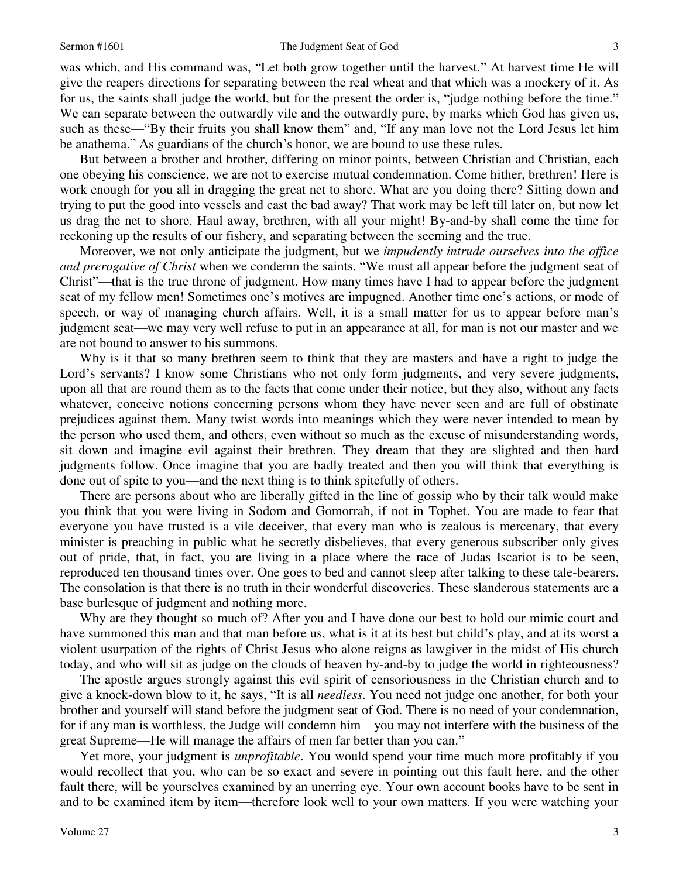was which, and His command was, "Let both grow together until the harvest." At harvest time He will give the reapers directions for separating between the real wheat and that which was a mockery of it. As for us, the saints shall judge the world, but for the present the order is, "judge nothing before the time." We can separate between the outwardly vile and the outwardly pure, by marks which God has given us, such as these—"By their fruits you shall know them" and, "If any man love not the Lord Jesus let him be anathema." As guardians of the church's honor, we are bound to use these rules.

But between a brother and brother, differing on minor points, between Christian and Christian, each one obeying his conscience, we are not to exercise mutual condemnation. Come hither, brethren! Here is work enough for you all in dragging the great net to shore. What are you doing there? Sitting down and trying to put the good into vessels and cast the bad away? That work may be left till later on, but now let us drag the net to shore. Haul away, brethren, with all your might! By-and-by shall come the time for reckoning up the results of our fishery, and separating between the seeming and the true.

Moreover, we not only anticipate the judgment, but we *impudently intrude ourselves into the office and prerogative of Christ* when we condemn the saints. "We must all appear before the judgment seat of Christ"—that is the true throne of judgment. How many times have I had to appear before the judgment seat of my fellow men! Sometimes one's motives are impugned. Another time one's actions, or mode of speech, or way of managing church affairs. Well, it is a small matter for us to appear before man's judgment seat—we may very well refuse to put in an appearance at all, for man is not our master and we are not bound to answer to his summons.

Why is it that so many brethren seem to think that they are masters and have a right to judge the Lord's servants? I know some Christians who not only form judgments, and very severe judgments, upon all that are round them as to the facts that come under their notice, but they also, without any facts whatever, conceive notions concerning persons whom they have never seen and are full of obstinate prejudices against them. Many twist words into meanings which they were never intended to mean by the person who used them, and others, even without so much as the excuse of misunderstanding words, sit down and imagine evil against their brethren. They dream that they are slighted and then hard judgments follow. Once imagine that you are badly treated and then you will think that everything is done out of spite to you—and the next thing is to think spitefully of others.

There are persons about who are liberally gifted in the line of gossip who by their talk would make you think that you were living in Sodom and Gomorrah, if not in Tophet. You are made to fear that everyone you have trusted is a vile deceiver, that every man who is zealous is mercenary, that every minister is preaching in public what he secretly disbelieves, that every generous subscriber only gives out of pride, that, in fact, you are living in a place where the race of Judas Iscariot is to be seen, reproduced ten thousand times over. One goes to bed and cannot sleep after talking to these tale-bearers. The consolation is that there is no truth in their wonderful discoveries. These slanderous statements are a base burlesque of judgment and nothing more.

Why are they thought so much of? After you and I have done our best to hold our mimic court and have summoned this man and that man before us, what is it at its best but child's play, and at its worst a violent usurpation of the rights of Christ Jesus who alone reigns as lawgiver in the midst of His church today, and who will sit as judge on the clouds of heaven by-and-by to judge the world in righteousness?

The apostle argues strongly against this evil spirit of censoriousness in the Christian church and to give a knock-down blow to it, he says, "It is all *needless*. You need not judge one another, for both your brother and yourself will stand before the judgment seat of God. There is no need of your condemnation, for if any man is worthless, the Judge will condemn him—you may not interfere with the business of the great Supreme—He will manage the affairs of men far better than you can."

Yet more, your judgment is *unprofitable*. You would spend your time much more profitably if you would recollect that you, who can be so exact and severe in pointing out this fault here, and the other fault there, will be yourselves examined by an unerring eye. Your own account books have to be sent in and to be examined item by item—therefore look well to your own matters. If you were watching your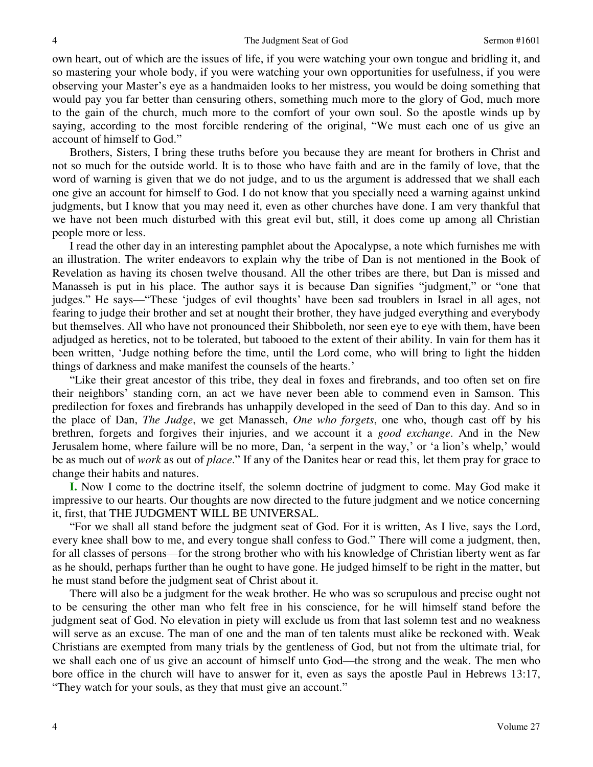own heart, out of which are the issues of life, if you were watching your own tongue and bridling it, and so mastering your whole body, if you were watching your own opportunities for usefulness, if you were observing your Master's eye as a handmaiden looks to her mistress, you would be doing something that would pay you far better than censuring others, something much more to the glory of God, much more to the gain of the church, much more to the comfort of your own soul. So the apostle winds up by saying, according to the most forcible rendering of the original, "We must each one of us give an account of himself to God."

Brothers, Sisters, I bring these truths before you because they are meant for brothers in Christ and not so much for the outside world. It is to those who have faith and are in the family of love, that the word of warning is given that we do not judge, and to us the argument is addressed that we shall each one give an account for himself to God. I do not know that you specially need a warning against unkind judgments, but I know that you may need it, even as other churches have done. I am very thankful that we have not been much disturbed with this great evil but, still, it does come up among all Christian people more or less.

I read the other day in an interesting pamphlet about the Apocalypse, a note which furnishes me with an illustration. The writer endeavors to explain why the tribe of Dan is not mentioned in the Book of Revelation as having its chosen twelve thousand. All the other tribes are there, but Dan is missed and Manasseh is put in his place. The author says it is because Dan signifies "judgment," or "one that judges." He says—"These 'judges of evil thoughts' have been sad troublers in Israel in all ages, not fearing to judge their brother and set at nought their brother, they have judged everything and everybody but themselves. All who have not pronounced their Shibboleth, nor seen eye to eye with them, have been adjudged as heretics, not to be tolerated, but tabooed to the extent of their ability. In vain for them has it been written, 'Judge nothing before the time, until the Lord come, who will bring to light the hidden things of darkness and make manifest the counsels of the hearts.'

"Like their great ancestor of this tribe, they deal in foxes and firebrands, and too often set on fire their neighbors' standing corn, an act we have never been able to commend even in Samson. This predilection for foxes and firebrands has unhappily developed in the seed of Dan to this day. And so in the place of Dan, *The Judge*, we get Manasseh, *One who forgets*, one who, though cast off by his brethren, forgets and forgives their injuries, and we account it a *good exchange*. And in the New Jerusalem home, where failure will be no more, Dan, 'a serpent in the way,' or 'a lion's whelp,' would be as much out of *work* as out of *place*." If any of the Danites hear or read this, let them pray for grace to change their habits and natures.

**I.** Now I come to the doctrine itself, the solemn doctrine of judgment to come. May God make it impressive to our hearts. Our thoughts are now directed to the future judgment and we notice concerning it, first, that THE JUDGMENT WILL BE UNIVERSAL.

"For we shall all stand before the judgment seat of God. For it is written, As I live, says the Lord, every knee shall bow to me, and every tongue shall confess to God." There will come a judgment, then, for all classes of persons—for the strong brother who with his knowledge of Christian liberty went as far as he should, perhaps further than he ought to have gone. He judged himself to be right in the matter, but he must stand before the judgment seat of Christ about it.

There will also be a judgment for the weak brother. He who was so scrupulous and precise ought not to be censuring the other man who felt free in his conscience, for he will himself stand before the judgment seat of God. No elevation in piety will exclude us from that last solemn test and no weakness will serve as an excuse. The man of one and the man of ten talents must alike be reckoned with. Weak Christians are exempted from many trials by the gentleness of God, but not from the ultimate trial, for we shall each one of us give an account of himself unto God—the strong and the weak. The men who bore office in the church will have to answer for it, even as says the apostle Paul in Hebrews 13:17, "They watch for your souls, as they that must give an account."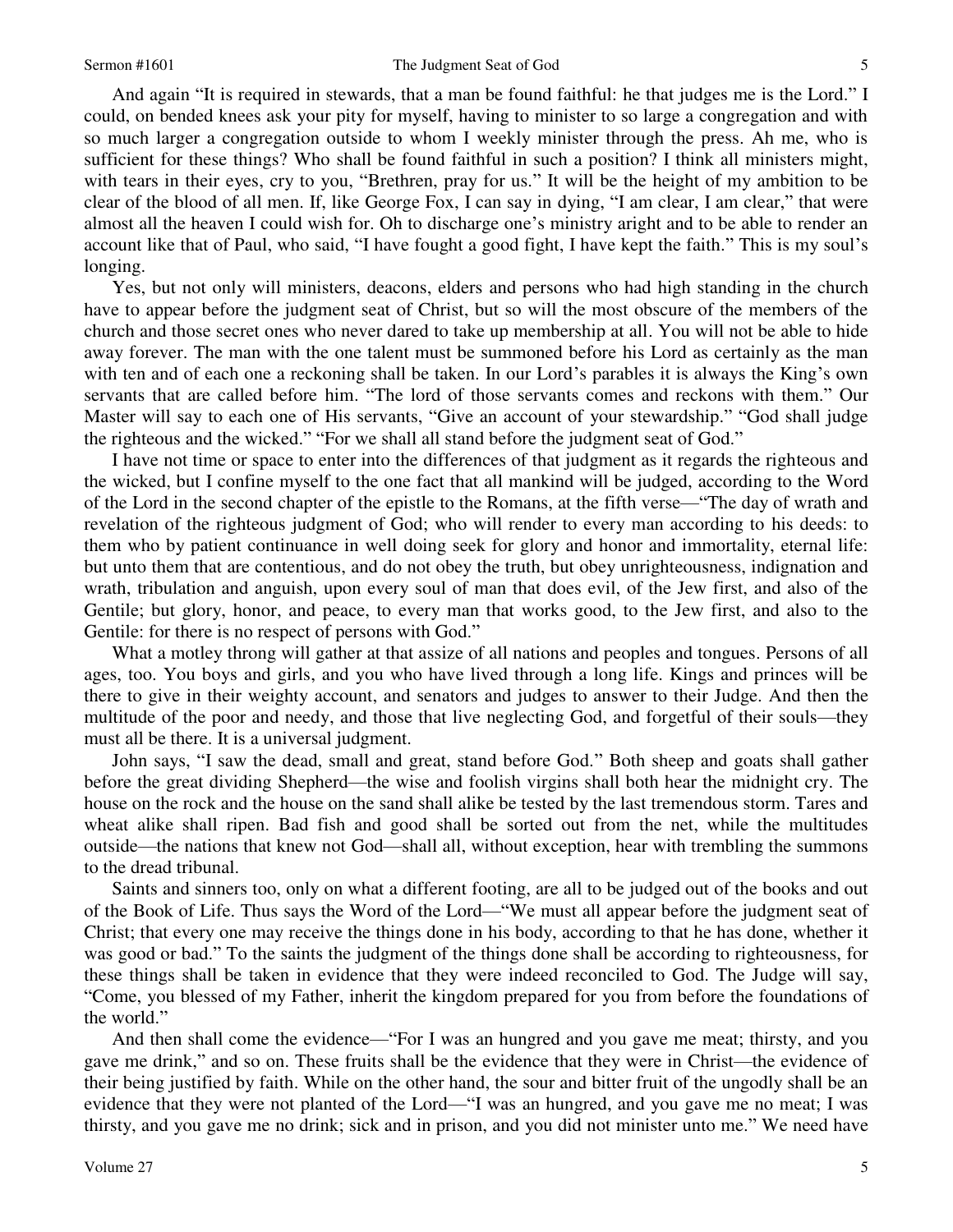And again "It is required in stewards, that a man be found faithful: he that judges me is the Lord." I could, on bended knees ask your pity for myself, having to minister to so large a congregation and with so much larger a congregation outside to whom I weekly minister through the press. Ah me, who is sufficient for these things? Who shall be found faithful in such a position? I think all ministers might, with tears in their eyes, cry to you, "Brethren, pray for us." It will be the height of my ambition to be clear of the blood of all men. If, like George Fox, I can say in dying, "I am clear, I am clear," that were almost all the heaven I could wish for. Oh to discharge one's ministry aright and to be able to render an account like that of Paul, who said, "I have fought a good fight, I have kept the faith." This is my soul's longing.

Yes, but not only will ministers, deacons, elders and persons who had high standing in the church have to appear before the judgment seat of Christ, but so will the most obscure of the members of the church and those secret ones who never dared to take up membership at all. You will not be able to hide away forever. The man with the one talent must be summoned before his Lord as certainly as the man with ten and of each one a reckoning shall be taken. In our Lord's parables it is always the King's own servants that are called before him. "The lord of those servants comes and reckons with them." Our Master will say to each one of His servants, "Give an account of your stewardship." "God shall judge the righteous and the wicked." "For we shall all stand before the judgment seat of God."

I have not time or space to enter into the differences of that judgment as it regards the righteous and the wicked, but I confine myself to the one fact that all mankind will be judged, according to the Word of the Lord in the second chapter of the epistle to the Romans, at the fifth verse—"The day of wrath and revelation of the righteous judgment of God; who will render to every man according to his deeds: to them who by patient continuance in well doing seek for glory and honor and immortality, eternal life: but unto them that are contentious, and do not obey the truth, but obey unrighteousness, indignation and wrath, tribulation and anguish, upon every soul of man that does evil, of the Jew first, and also of the Gentile; but glory, honor, and peace, to every man that works good, to the Jew first, and also to the Gentile: for there is no respect of persons with God."

What a motley throng will gather at that assize of all nations and peoples and tongues. Persons of all ages, too. You boys and girls, and you who have lived through a long life. Kings and princes will be there to give in their weighty account, and senators and judges to answer to their Judge. And then the multitude of the poor and needy, and those that live neglecting God, and forgetful of their souls—they must all be there. It is a universal judgment.

John says, "I saw the dead, small and great, stand before God." Both sheep and goats shall gather before the great dividing Shepherd—the wise and foolish virgins shall both hear the midnight cry. The house on the rock and the house on the sand shall alike be tested by the last tremendous storm. Tares and wheat alike shall ripen. Bad fish and good shall be sorted out from the net, while the multitudes outside—the nations that knew not God—shall all, without exception, hear with trembling the summons to the dread tribunal.

Saints and sinners too, only on what a different footing, are all to be judged out of the books and out of the Book of Life. Thus says the Word of the Lord—"We must all appear before the judgment seat of Christ; that every one may receive the things done in his body, according to that he has done, whether it was good or bad." To the saints the judgment of the things done shall be according to righteousness, for these things shall be taken in evidence that they were indeed reconciled to God. The Judge will say, "Come, you blessed of my Father, inherit the kingdom prepared for you from before the foundations of the world."

And then shall come the evidence—"For I was an hungred and you gave me meat; thirsty, and you gave me drink," and so on. These fruits shall be the evidence that they were in Christ—the evidence of their being justified by faith. While on the other hand, the sour and bitter fruit of the ungodly shall be an evidence that they were not planted of the Lord—"I was an hungred, and you gave me no meat; I was thirsty, and you gave me no drink; sick and in prison, and you did not minister unto me." We need have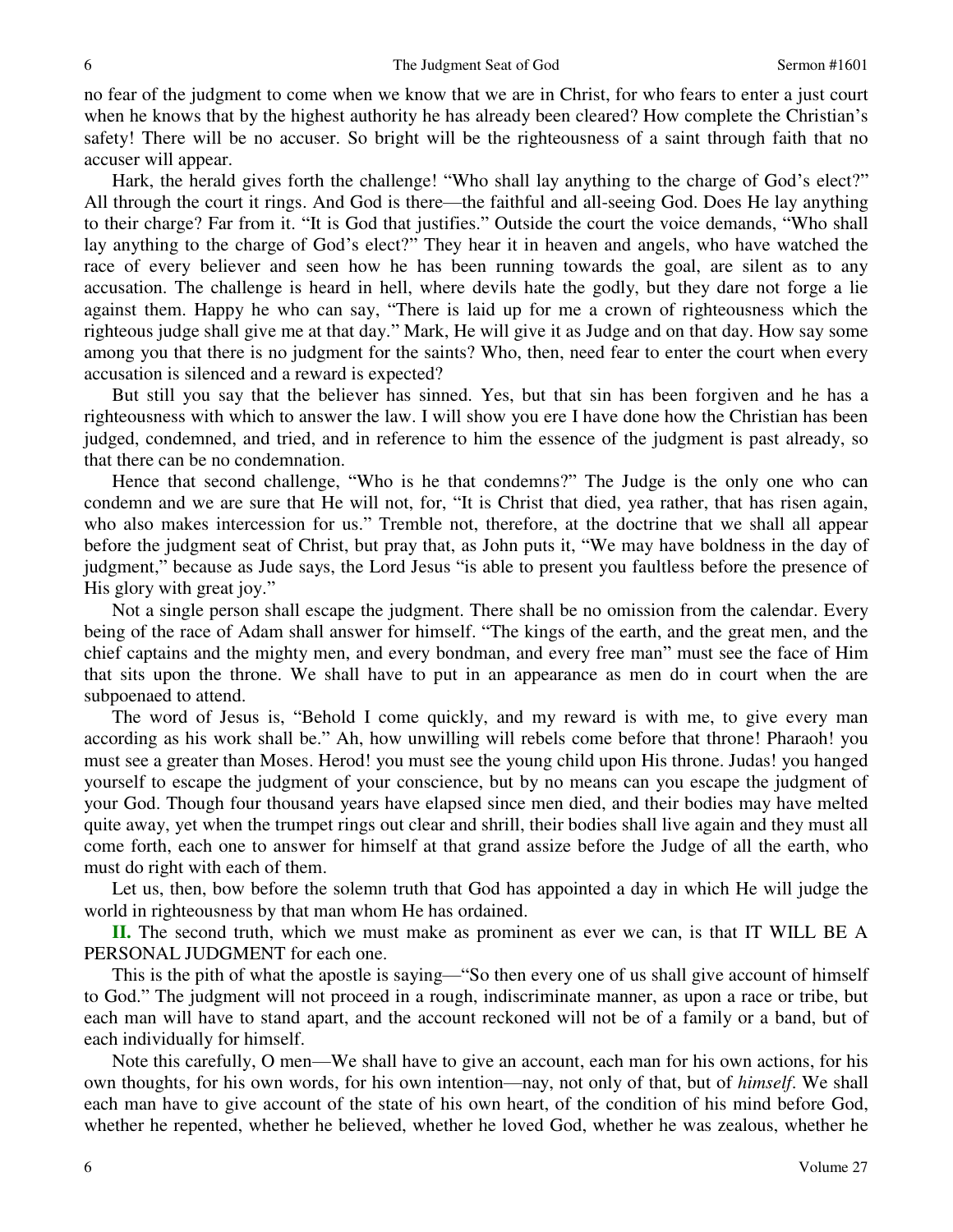no fear of the judgment to come when we know that we are in Christ, for who fears to enter a just court when he knows that by the highest authority he has already been cleared? How complete the Christian's safety! There will be no accuser. So bright will be the righteousness of a saint through faith that no accuser will appear.

Hark, the herald gives forth the challenge! "Who shall lay anything to the charge of God's elect?" All through the court it rings. And God is there—the faithful and all-seeing God. Does He lay anything to their charge? Far from it. "It is God that justifies." Outside the court the voice demands, "Who shall lay anything to the charge of God's elect?" They hear it in heaven and angels, who have watched the race of every believer and seen how he has been running towards the goal, are silent as to any accusation. The challenge is heard in hell, where devils hate the godly, but they dare not forge a lie against them. Happy he who can say, "There is laid up for me a crown of righteousness which the righteous judge shall give me at that day." Mark, He will give it as Judge and on that day. How say some among you that there is no judgment for the saints? Who, then, need fear to enter the court when every accusation is silenced and a reward is expected?

But still you say that the believer has sinned. Yes, but that sin has been forgiven and he has a righteousness with which to answer the law. I will show you ere I have done how the Christian has been judged, condemned, and tried, and in reference to him the essence of the judgment is past already, so that there can be no condemnation.

Hence that second challenge, "Who is he that condemns?" The Judge is the only one who can condemn and we are sure that He will not, for, "It is Christ that died, yea rather, that has risen again, who also makes intercession for us." Tremble not, therefore, at the doctrine that we shall all appear before the judgment seat of Christ, but pray that, as John puts it, "We may have boldness in the day of judgment," because as Jude says, the Lord Jesus "is able to present you faultless before the presence of His glory with great joy."

Not a single person shall escape the judgment. There shall be no omission from the calendar. Every being of the race of Adam shall answer for himself. "The kings of the earth, and the great men, and the chief captains and the mighty men, and every bondman, and every free man" must see the face of Him that sits upon the throne. We shall have to put in an appearance as men do in court when the are subpoenaed to attend.

The word of Jesus is, "Behold I come quickly, and my reward is with me, to give every man according as his work shall be." Ah, how unwilling will rebels come before that throne! Pharaoh! you must see a greater than Moses. Herod! you must see the young child upon His throne. Judas! you hanged yourself to escape the judgment of your conscience, but by no means can you escape the judgment of your God. Though four thousand years have elapsed since men died, and their bodies may have melted quite away, yet when the trumpet rings out clear and shrill, their bodies shall live again and they must all come forth, each one to answer for himself at that grand assize before the Judge of all the earth, who must do right with each of them.

Let us, then, bow before the solemn truth that God has appointed a day in which He will judge the world in righteousness by that man whom He has ordained.

**II.** The second truth, which we must make as prominent as ever we can, is that IT WILL BE A PERSONAL JUDGMENT for each one.

This is the pith of what the apostle is saying—"So then every one of us shall give account of himself to God." The judgment will not proceed in a rough, indiscriminate manner, as upon a race or tribe, but each man will have to stand apart, and the account reckoned will not be of a family or a band, but of each individually for himself.

Note this carefully, O men—We shall have to give an account, each man for his own actions, for his own thoughts, for his own words, for his own intention—nay, not only of that, but of *himself*. We shall each man have to give account of the state of his own heart, of the condition of his mind before God, whether he repented, whether he believed, whether he loved God, whether he was zealous, whether he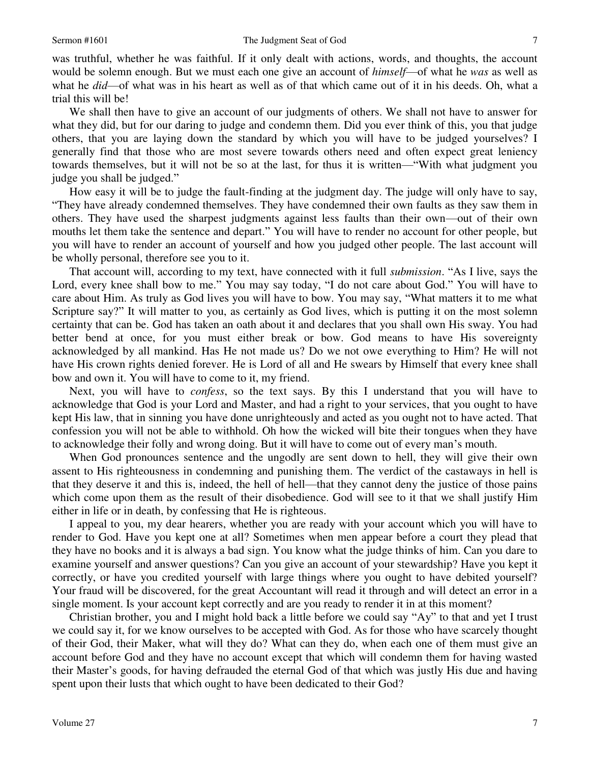was truthful, whether he was faithful. If it only dealt with actions, words, and thoughts, the account would be solemn enough. But we must each one give an account of *himself*—of what he *was* as well as what he *did*—of what was in his heart as well as of that which came out of it in his deeds. Oh, what a trial this will be!

We shall then have to give an account of our judgments of others. We shall not have to answer for what they did, but for our daring to judge and condemn them. Did you ever think of this, you that judge others, that you are laying down the standard by which you will have to be judged yourselves? I generally find that those who are most severe towards others need and often expect great leniency towards themselves, but it will not be so at the last, for thus it is written—"With what judgment you judge you shall be judged."

How easy it will be to judge the fault-finding at the judgment day. The judge will only have to say, "They have already condemned themselves. They have condemned their own faults as they saw them in others. They have used the sharpest judgments against less faults than their own—out of their own mouths let them take the sentence and depart." You will have to render no account for other people, but you will have to render an account of yourself and how you judged other people. The last account will be wholly personal, therefore see you to it.

That account will, according to my text, have connected with it full *submission*. "As I live, says the Lord, every knee shall bow to me." You may say today, "I do not care about God." You will have to care about Him. As truly as God lives you will have to bow. You may say, "What matters it to me what Scripture say?" It will matter to you, as certainly as God lives, which is putting it on the most solemn certainty that can be. God has taken an oath about it and declares that you shall own His sway. You had better bend at once, for you must either break or bow. God means to have His sovereignty acknowledged by all mankind. Has He not made us? Do we not owe everything to Him? He will not have His crown rights denied forever. He is Lord of all and He swears by Himself that every knee shall bow and own it. You will have to come to it, my friend.

Next, you will have to *confess*, so the text says. By this I understand that you will have to acknowledge that God is your Lord and Master, and had a right to your services, that you ought to have kept His law, that in sinning you have done unrighteously and acted as you ought not to have acted. That confession you will not be able to withhold. Oh how the wicked will bite their tongues when they have to acknowledge their folly and wrong doing. But it will have to come out of every man's mouth.

When God pronounces sentence and the ungodly are sent down to hell, they will give their own assent to His righteousness in condemning and punishing them. The verdict of the castaways in hell is that they deserve it and this is, indeed, the hell of hell—that they cannot deny the justice of those pains which come upon them as the result of their disobedience. God will see to it that we shall justify Him either in life or in death, by confessing that He is righteous.

I appeal to you, my dear hearers, whether you are ready with your account which you will have to render to God. Have you kept one at all? Sometimes when men appear before a court they plead that they have no books and it is always a bad sign. You know what the judge thinks of him. Can you dare to examine yourself and answer questions? Can you give an account of your stewardship? Have you kept it correctly, or have you credited yourself with large things where you ought to have debited yourself? Your fraud will be discovered, for the great Accountant will read it through and will detect an error in a single moment. Is your account kept correctly and are you ready to render it in at this moment?

Christian brother, you and I might hold back a little before we could say "Ay" to that and yet I trust we could say it, for we know ourselves to be accepted with God. As for those who have scarcely thought of their God, their Maker, what will they do? What can they do, when each one of them must give an account before God and they have no account except that which will condemn them for having wasted their Master's goods, for having defrauded the eternal God of that which was justly His due and having spent upon their lusts that which ought to have been dedicated to their God?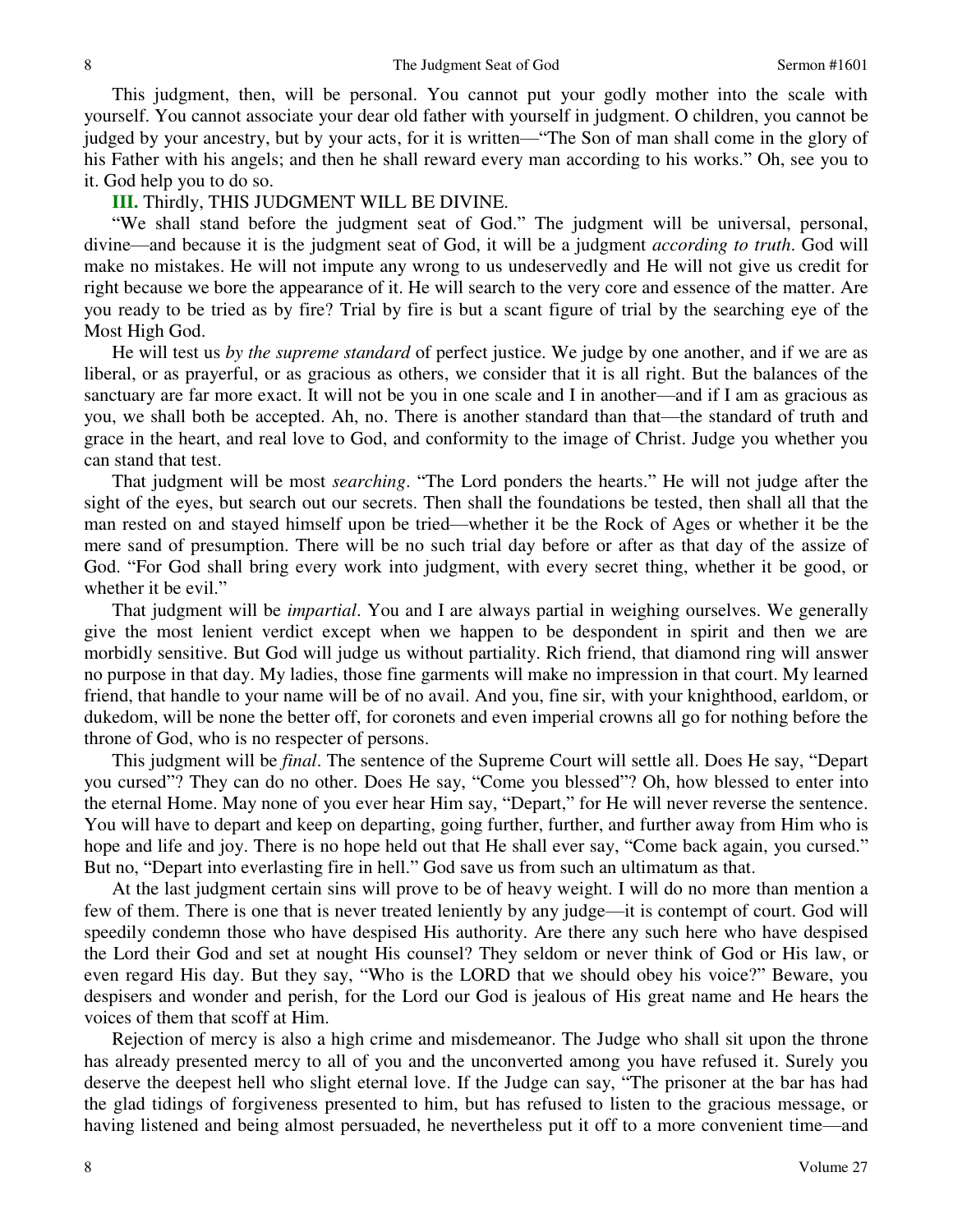This judgment, then, will be personal. You cannot put your godly mother into the scale with yourself. You cannot associate your dear old father with yourself in judgment. O children, you cannot be judged by your ancestry, but by your acts, for it is written—"The Son of man shall come in the glory of his Father with his angels; and then he shall reward every man according to his works." Oh, see you to it. God help you to do so.

**III.** Thirdly, THIS JUDGMENT WILL BE DIVINE.

"We shall stand before the judgment seat of God." The judgment will be universal, personal, divine—and because it is the judgment seat of God, it will be a judgment *according to truth*. God will make no mistakes. He will not impute any wrong to us undeservedly and He will not give us credit for right because we bore the appearance of it. He will search to the very core and essence of the matter. Are you ready to be tried as by fire? Trial by fire is but a scant figure of trial by the searching eye of the Most High God.

He will test us *by the supreme standard* of perfect justice. We judge by one another, and if we are as liberal, or as prayerful, or as gracious as others, we consider that it is all right. But the balances of the sanctuary are far more exact. It will not be you in one scale and I in another—and if I am as gracious as you, we shall both be accepted. Ah, no. There is another standard than that—the standard of truth and grace in the heart, and real love to God, and conformity to the image of Christ. Judge you whether you can stand that test.

That judgment will be most *searching*. "The Lord ponders the hearts." He will not judge after the sight of the eyes, but search out our secrets. Then shall the foundations be tested, then shall all that the man rested on and stayed himself upon be tried—whether it be the Rock of Ages or whether it be the mere sand of presumption. There will be no such trial day before or after as that day of the assize of God. "For God shall bring every work into judgment, with every secret thing, whether it be good, or whether it be evil."

That judgment will be *impartial*. You and I are always partial in weighing ourselves. We generally give the most lenient verdict except when we happen to be despondent in spirit and then we are morbidly sensitive. But God will judge us without partiality. Rich friend, that diamond ring will answer no purpose in that day. My ladies, those fine garments will make no impression in that court. My learned friend, that handle to your name will be of no avail. And you, fine sir, with your knighthood, earldom, or dukedom, will be none the better off, for coronets and even imperial crowns all go for nothing before the throne of God, who is no respecter of persons.

This judgment will be *final*. The sentence of the Supreme Court will settle all. Does He say, "Depart you cursed"? They can do no other. Does He say, "Come you blessed"? Oh, how blessed to enter into the eternal Home. May none of you ever hear Him say, "Depart," for He will never reverse the sentence. You will have to depart and keep on departing, going further, further, and further away from Him who is hope and life and joy. There is no hope held out that He shall ever say, "Come back again, you cursed." But no, "Depart into everlasting fire in hell." God save us from such an ultimatum as that.

At the last judgment certain sins will prove to be of heavy weight. I will do no more than mention a few of them. There is one that is never treated leniently by any judge—it is contempt of court. God will speedily condemn those who have despised His authority. Are there any such here who have despised the Lord their God and set at nought His counsel? They seldom or never think of God or His law, or even regard His day. But they say, "Who is the LORD that we should obey his voice?" Beware, you despisers and wonder and perish, for the Lord our God is jealous of His great name and He hears the voices of them that scoff at Him.

Rejection of mercy is also a high crime and misdemeanor. The Judge who shall sit upon the throne has already presented mercy to all of you and the unconverted among you have refused it. Surely you deserve the deepest hell who slight eternal love. If the Judge can say, "The prisoner at the bar has had the glad tidings of forgiveness presented to him, but has refused to listen to the gracious message, or having listened and being almost persuaded, he nevertheless put it off to a more convenient time—and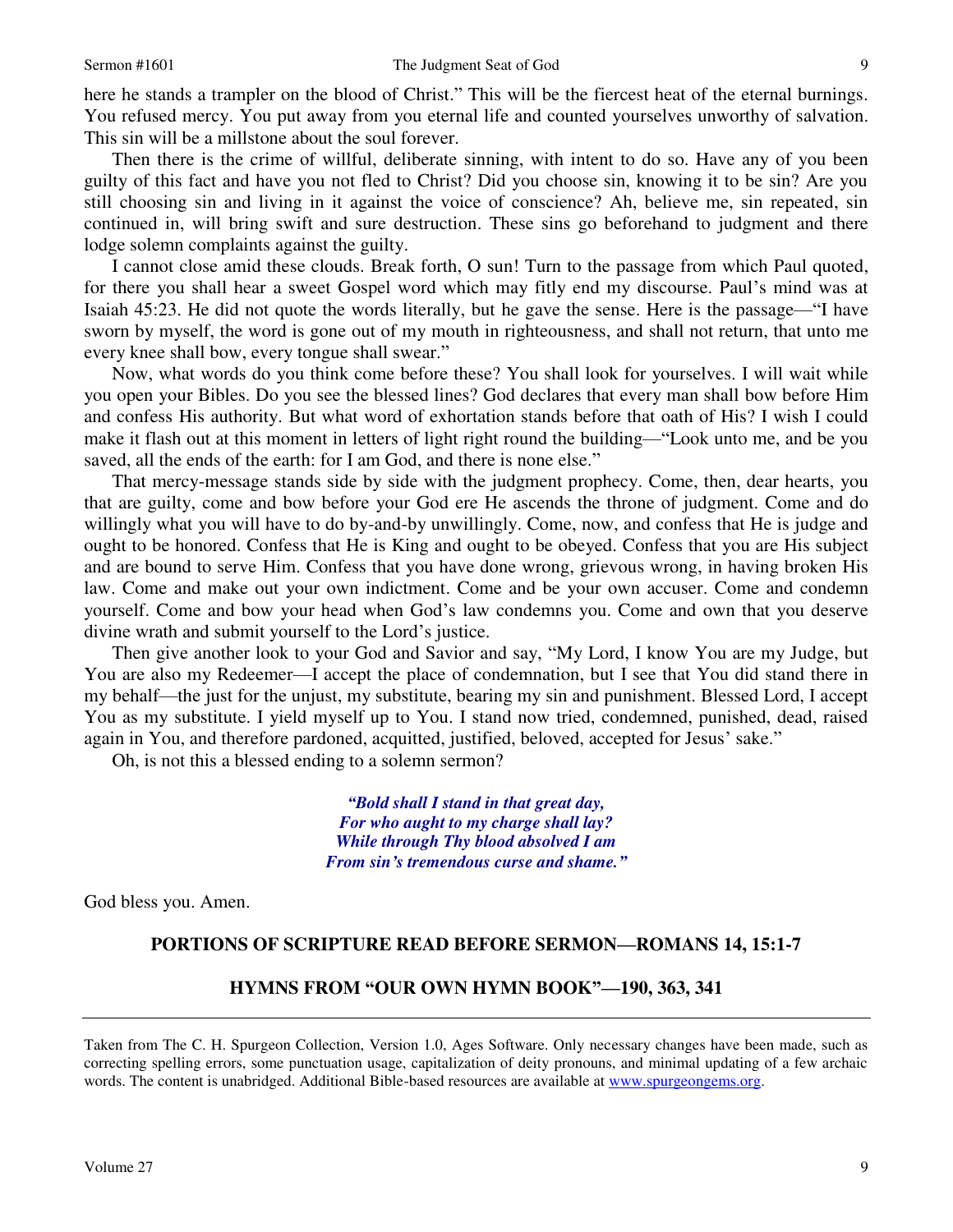here he stands a trampler on the blood of Christ." This will be the fiercest heat of the eternal burnings. You refused mercy. You put away from you eternal life and counted yourselves unworthy of salvation. This sin will be a millstone about the soul forever.

Then there is the crime of willful, deliberate sinning, with intent to do so. Have any of you been guilty of this fact and have you not fled to Christ? Did you choose sin, knowing it to be sin? Are you still choosing sin and living in it against the voice of conscience? Ah, believe me, sin repeated, sin continued in, will bring swift and sure destruction. These sins go beforehand to judgment and there lodge solemn complaints against the guilty.

I cannot close amid these clouds. Break forth, O sun! Turn to the passage from which Paul quoted, for there you shall hear a sweet Gospel word which may fitly end my discourse. Paul's mind was at Isaiah 45:23. He did not quote the words literally, but he gave the sense. Here is the passage—"I have sworn by myself, the word is gone out of my mouth in righteousness, and shall not return, that unto me every knee shall bow, every tongue shall swear."

Now, what words do you think come before these? You shall look for yourselves. I will wait while you open your Bibles. Do you see the blessed lines? God declares that every man shall bow before Him and confess His authority. But what word of exhortation stands before that oath of His? I wish I could make it flash out at this moment in letters of light right round the building—"Look unto me, and be you saved, all the ends of the earth: for I am God, and there is none else."

That mercy-message stands side by side with the judgment prophecy. Come, then, dear hearts, you that are guilty, come and bow before your God ere He ascends the throne of judgment. Come and do willingly what you will have to do by-and-by unwillingly. Come, now, and confess that He is judge and ought to be honored. Confess that He is King and ought to be obeyed. Confess that you are His subject and are bound to serve Him. Confess that you have done wrong, grievous wrong, in having broken His law. Come and make out your own indictment. Come and be your own accuser. Come and condemn yourself. Come and bow your head when God's law condemns you. Come and own that you deserve divine wrath and submit yourself to the Lord's justice.

Then give another look to your God and Savior and say, "My Lord, I know You are my Judge, but You are also my Redeemer—I accept the place of condemnation, but I see that You did stand there in my behalf—the just for the unjust, my substitute, bearing my sin and punishment. Blessed Lord, I accept You as my substitute. I yield myself up to You. I stand now tried, condemned, punished, dead, raised again in You, and therefore pardoned, acquitted, justified, beloved, accepted for Jesus' sake."

Oh, is not this a blessed ending to a solemn sermon?

> ***"Bold shall I stand in that great day,***
> ***For who aught to my charge shall lay?***
> ***While through Thy blood absolved I am***
> ***From sin's tremendous curse and shame."***

God bless you. Amen.

**PORTIONS OF SCRIPTURE READ BEFORE SERMON—ROMANS 14, 15:1-7**

**HYMNS FROM "OUR OWN HYMN BOOK"—190, 363, 341**

---

Taken from The C. H. Spurgeon Collection, Version 1.0, Ages Software. Only necessary changes have been made, such as correcting spelling errors, some punctuation usage, capitalization of deity pronouns, and minimal updating of a few archaic words. The content is unabridged. Additional Bible-based resources are available at www.spurgeongems.org.